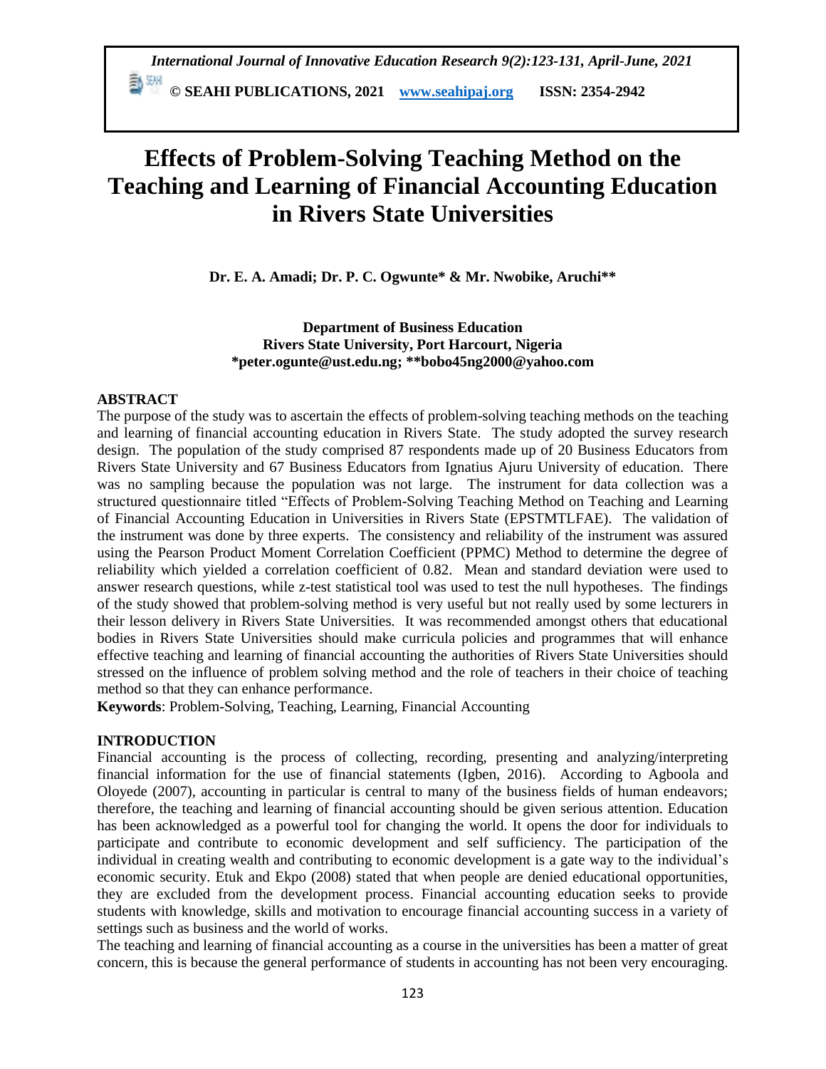# Effects of Problem-Solving Teaching Method on the Teaching and Learning of Financial Accounting Education in Rivers State Universities

**Dr. E. A. Amadi; Dr. P. C. Ogwunte* & Mr. Nwobike, Aruchi****

**Department of Business Education**
**Rivers State University, Port Harcourt, Nigeria**
***peter.ogunte@ust.edu.ng; **bobo45ng2000@yahoo.com**

## ABSTRACT

The purpose of the study was to ascertain the effects of problem-solving teaching methods on the teaching and learning of financial accounting education in Rivers State. The study adopted the survey research design. The population of the study comprised 87 respondents made up of 20 Business Educators from Rivers State University and 67 Business Educators from Ignatius Ajuru University of education. There was no sampling because the population was not large. The instrument for data collection was a structured questionnaire titled "Effects of Problem-Solving Teaching Method on Teaching and Learning of Financial Accounting Education in Universities in Rivers State (EPSTMTLFAE). The validation of the instrument was done by three experts. The consistency and reliability of the instrument was assured using the Pearson Product Moment Correlation Coefficient (PPMC) Method to determine the degree of reliability which yielded a correlation coefficient of 0.82. Mean and standard deviation were used to answer research questions, while z-test statistical tool was used to test the null hypotheses. The findings of the study showed that problem-solving method is very useful but not really used by some lecturers in their lesson delivery in Rivers State Universities. It was recommended amongst others that educational bodies in Rivers State Universities should make curricula policies and programmes that will enhance effective teaching and learning of financial accounting the authorities of Rivers State Universities should stressed on the influence of problem solving method and the role of teachers in their choice of teaching method so that they can enhance performance.

**Keywords**: Problem-Solving, Teaching, Learning, Financial Accounting

## INTRODUCTION

Financial accounting is the process of collecting, recording, presenting and analyzing/interpreting financial information for the use of financial statements (Igben, 2016). According to Agboola and Oloyede (2007), accounting in particular is central to many of the business fields of human endeavors; therefore, the teaching and learning of financial accounting should be given serious attention. Education has been acknowledged as a powerful tool for changing the world. It opens the door for individuals to participate and contribute to economic development and self sufficiency. The participation of the individual in creating wealth and contributing to economic development is a gate way to the individual's economic security. Etuk and Ekpo (2008) stated that when people are denied educational opportunities, they are excluded from the development process. Financial accounting education seeks to provide students with knowledge, skills and motivation to encourage financial accounting success in a variety of settings such as business and the world of works.

The teaching and learning of financial accounting as a course in the universities has been a matter of great concern, this is because the general performance of students in accounting has not been very encouraging.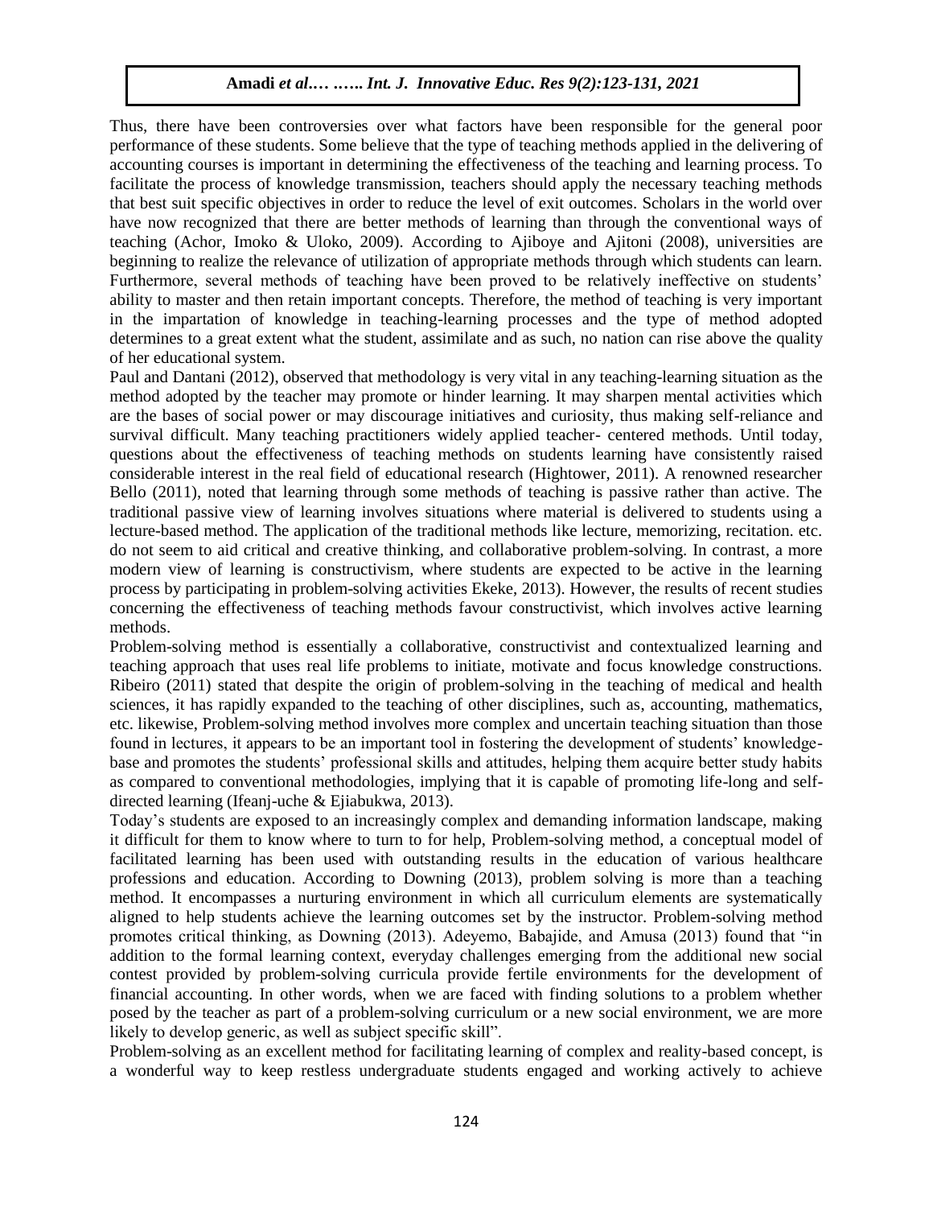Thus, there have been controversies over what factors have been responsible for the general poor performance of these students. Some believe that the type of teaching methods applied in the delivering of accounting courses is important in determining the effectiveness of the teaching and learning process. To facilitate the process of knowledge transmission, teachers should apply the necessary teaching methods that best suit specific objectives in order to reduce the level of exit outcomes. Scholars in the world over have now recognized that there are better methods of learning than through the conventional ways of teaching (Achor, Imoko & Uloko, 2009). According to Ajiboye and Ajitoni (2008), universities are beginning to realize the relevance of utilization of appropriate methods through which students can learn. Furthermore, several methods of teaching have been proved to be relatively ineffective on students' ability to master and then retain important concepts. Therefore, the method of teaching is very important in the impartation of knowledge in teaching-learning processes and the type of method adopted determines to a great extent what the student, assimilate and as such, no nation can rise above the quality of her educational system.

Paul and Dantani (2012), observed that methodology is very vital in any teaching-learning situation as the method adopted by the teacher may promote or hinder learning. It may sharpen mental activities which are the bases of social power or may discourage initiatives and curiosity, thus making self-reliance and survival difficult. Many teaching practitioners widely applied teacher- centered methods. Until today, questions about the effectiveness of teaching methods on students learning have consistently raised considerable interest in the real field of educational research (Hightower, 2011). A renowned researcher Bello (2011), noted that learning through some methods of teaching is passive rather than active. The traditional passive view of learning involves situations where material is delivered to students using a lecture-based method. The application of the traditional methods like lecture, memorizing, recitation. etc. do not seem to aid critical and creative thinking, and collaborative problem-solving. In contrast, a more modern view of learning is constructivism, where students are expected to be active in the learning process by participating in problem-solving activities Ekeke, 2013). However, the results of recent studies concerning the effectiveness of teaching methods favour constructivist, which involves active learning methods.

Problem-solving method is essentially a collaborative, constructivist and contextualized learning and teaching approach that uses real life problems to initiate, motivate and focus knowledge constructions. Ribeiro (2011) stated that despite the origin of problem-solving in the teaching of medical and health sciences, it has rapidly expanded to the teaching of other disciplines, such as, accounting, mathematics, etc. likewise, Problem-solving method involves more complex and uncertain teaching situation than those found in lectures, it appears to be an important tool in fostering the development of students' knowledge-base and promotes the students' professional skills and attitudes, helping them acquire better study habits as compared to conventional methodologies, implying that it is capable of promoting life-long and self-directed learning (Ifeanj-uche & Ejiabukwa, 2013).

Today's students are exposed to an increasingly complex and demanding information landscape, making it difficult for them to know where to turn to for help, Problem-solving method, a conceptual model of facilitated learning has been used with outstanding results in the education of various healthcare professions and education. According to Downing (2013), problem solving is more than a teaching method. It encompasses a nurturing environment in which all curriculum elements are systematically aligned to help students achieve the learning outcomes set by the instructor. Problem-solving method promotes critical thinking, as Downing (2013). Adeyemo, Babajide, and Amusa (2013) found that "in addition to the formal learning context, everyday challenges emerging from the additional new social contest provided by problem-solving curricula provide fertile environments for the development of financial accounting. In other words, when we are faced with finding solutions to a problem whether posed by the teacher as part of a problem-solving curriculum or a new social environment, we are more likely to develop generic, as well as subject specific skill".

Problem-solving as an excellent method for facilitating learning of complex and reality-based concept, is a wonderful way to keep restless undergraduate students engaged and working actively to achieve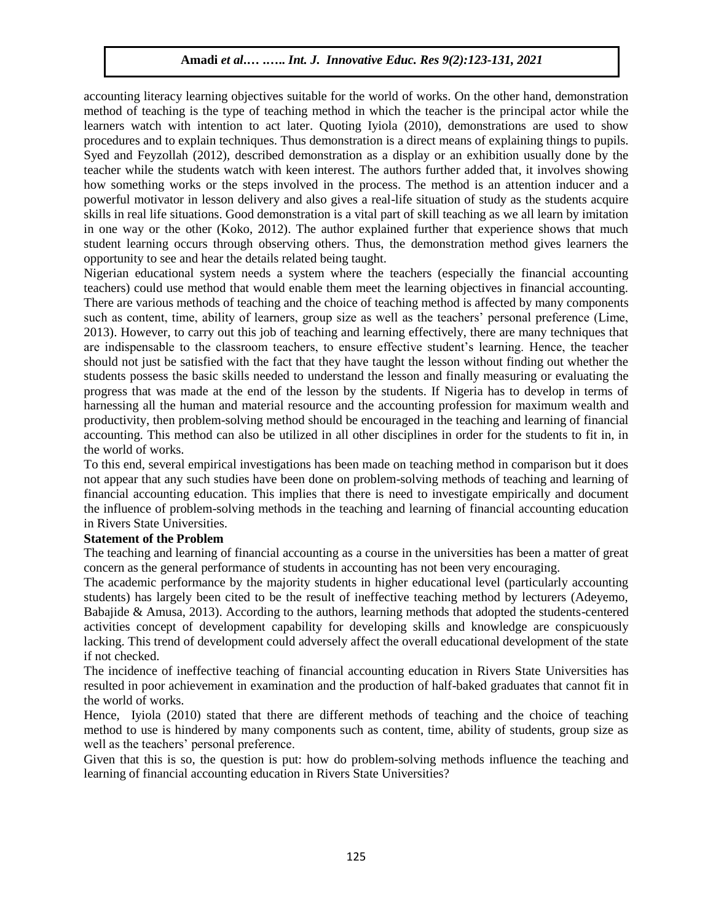accounting literacy learning objectives suitable for the world of works. On the other hand, demonstration method of teaching is the type of teaching method in which the teacher is the principal actor while the learners watch with intention to act later. Quoting Iyiola (2010), demonstrations are used to show procedures and to explain techniques. Thus demonstration is a direct means of explaining things to pupils. Syed and Feyzollah (2012), described demonstration as a display or an exhibition usually done by the teacher while the students watch with keen interest. The authors further added that, it involves showing how something works or the steps involved in the process. The method is an attention inducer and a powerful motivator in lesson delivery and also gives a real-life situation of study as the students acquire skills in real life situations. Good demonstration is a vital part of skill teaching as we all learn by imitation in one way or the other (Koko, 2012). The author explained further that experience shows that much student learning occurs through observing others. Thus, the demonstration method gives learners the opportunity to see and hear the details related being taught.

Nigerian educational system needs a system where the teachers (especially the financial accounting teachers) could use method that would enable them meet the learning objectives in financial accounting. There are various methods of teaching and the choice of teaching method is affected by many components such as content, time, ability of learners, group size as well as the teachers' personal preference (Lime, 2013). However, to carry out this job of teaching and learning effectively, there are many techniques that are indispensable to the classroom teachers, to ensure effective student's learning. Hence, the teacher should not just be satisfied with the fact that they have taught the lesson without finding out whether the students possess the basic skills needed to understand the lesson and finally measuring or evaluating the progress that was made at the end of the lesson by the students. If Nigeria has to develop in terms of harnessing all the human and material resource and the accounting profession for maximum wealth and productivity, then problem-solving method should be encouraged in the teaching and learning of financial accounting. This method can also be utilized in all other disciplines in order for the students to fit in, in the world of works.

To this end, several empirical investigations has been made on teaching method in comparison but it does not appear that any such studies have been done on problem-solving methods of teaching and learning of financial accounting education. This implies that there is need to investigate empirically and document the influence of problem-solving methods in the teaching and learning of financial accounting education in Rivers State Universities.

**Statement of the Problem**

The teaching and learning of financial accounting as a course in the universities has been a matter of great concern as the general performance of students in accounting has not been very encouraging.

The academic performance by the majority students in higher educational level (particularly accounting students) has largely been cited to be the result of ineffective teaching method by lecturers (Adeyemo, Babajide & Amusa, 2013). According to the authors, learning methods that adopted the students-centered activities concept of development capability for developing skills and knowledge are conspicuously lacking. This trend of development could adversely affect the overall educational development of the state if not checked.

The incidence of ineffective teaching of financial accounting education in Rivers State Universities has resulted in poor achievement in examination and the production of half-baked graduates that cannot fit in the world of works.

Hence, Iyiola (2010) stated that there are different methods of teaching and the choice of teaching method to use is hindered by many components such as content, time, ability of students, group size as well as the teachers' personal preference.

Given that this is so, the question is put: how do problem-solving methods influence the teaching and learning of financial accounting education in Rivers State Universities?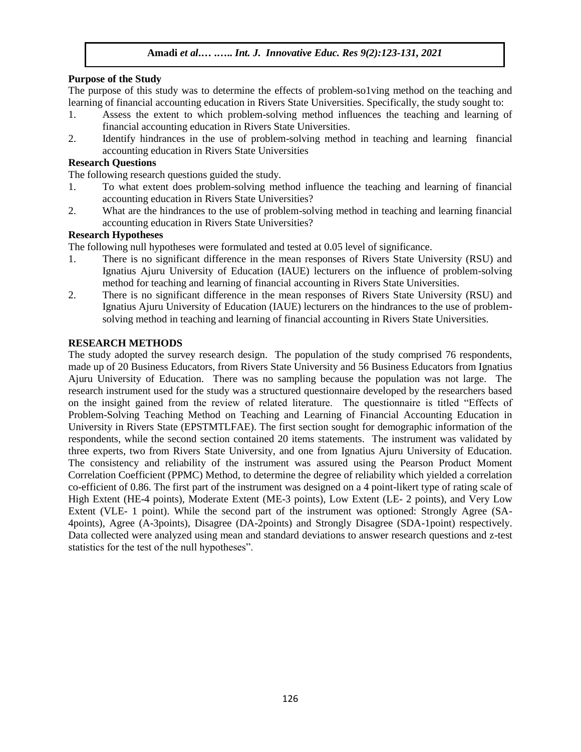**Purpose of the Study**

The purpose of this study was to determine the effects of problem-so1ving method on the teaching and learning of financial accounting education in Rivers State Universities. Specifically, the study sought to:

1. Assess the extent to which problem-solving method influences the teaching and learning of financial accounting education in Rivers State Universities.
2. Identify hindrances in the use of problem-solving method in teaching and learning financial accounting education in Rivers State Universities

**Research Questions**

The following research questions guided the study.

1. To what extent does problem-solving method influence the teaching and learning of financial accounting education in Rivers State Universities?
2. What are the hindrances to the use of problem-solving method in teaching and learning financial accounting education in Rivers State Universities?

**Research Hypotheses**

The following null hypotheses were formulated and tested at 0.05 level of significance.

1. There is no significant difference in the mean responses of Rivers State University (RSU) and Ignatius Ajuru University of Education (IAUE) lecturers on the influence of problem-solving method for teaching and learning of financial accounting in Rivers State Universities.
2. There is no significant difference in the mean responses of Rivers State University (RSU) and Ignatius Ajuru University of Education (IAUE) lecturers on the hindrances to the use of problem-solving method in teaching and learning of financial accounting in Rivers State Universities.

## RESEARCH METHODS

The study adopted the survey research design. The population of the study comprised 76 respondents, made up of 20 Business Educators, from Rivers State University and 56 Business Educators from Ignatius Ajuru University of Education. There was no sampling because the population was not large. The research instrument used for the study was a structured questionnaire developed by the researchers based on the insight gained from the review of related literature. The questionnaire is titled "Effects of Problem-Solving Teaching Method on Teaching and Learning of Financial Accounting Education in University in Rivers State (EPSTMTLFAE). The first section sought for demographic information of the respondents, while the second section contained 20 items statements. The instrument was validated by three experts, two from Rivers State University, and one from Ignatius Ajuru University of Education. The consistency and reliability of the instrument was assured using the Pearson Product Moment Correlation Coefficient (PPMC) Method, to determine the degree of reliability which yielded a correlation co-efficient of 0.86. The first part of the instrument was designed on a 4 point-likert type of rating scale of High Extent (HE-4 points), Moderate Extent (ME-3 points), Low Extent (LE- 2 points), and Very Low Extent (VLE- 1 point). While the second part of the instrument was optioned: Strongly Agree (SA-4points), Agree (A-3points), Disagree (DA-2points) and Strongly Disagree (SDA-1point) respectively. Data collected were analyzed using mean and standard deviations to answer research questions and z-test statistics for the test of the null hypotheses".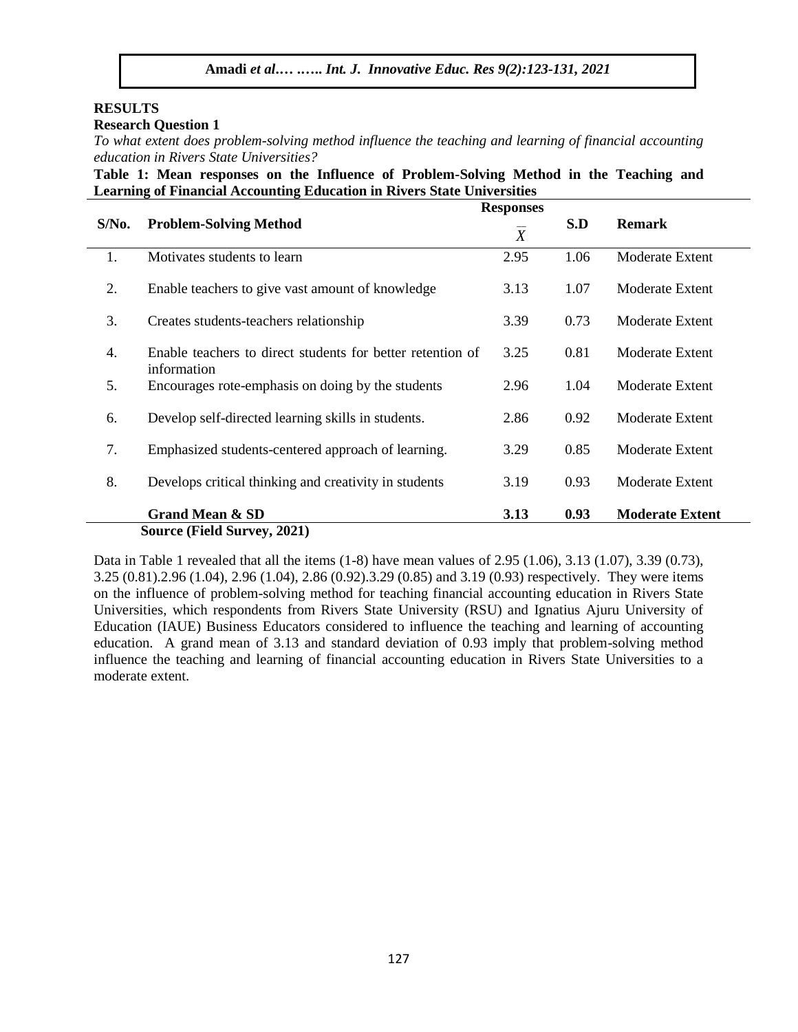## RESULTS

### Research Question 1

*To what extent does problem-solving method influence the teaching and learning of financial accounting education in Rivers State Universities?*

**Table 1: Mean responses on the Influence of Problem-Solving Method in the Teaching and Learning of Financial Accounting Education in Rivers State Universities**

| S/No. | Problem-Solving Method | Responses $\bar{X}$ | S.D | Remark |
|---|---|---|---|---|
| 1. | Motivates students to learn | 2.95 | 1.06 | Moderate Extent |
| 2. | Enable teachers to give vast amount of knowledge | 3.13 | 1.07 | Moderate Extent |
| 3. | Creates students-teachers relationship | 3.39 | 0.73 | Moderate Extent |
| 4. | Enable teachers to direct students for better retention of information | 3.25 | 0.81 | Moderate Extent |
| 5. | Encourages rote-emphasis on doing by the students | 2.96 | 1.04 | Moderate Extent |
| 6. | Develop self-directed learning skills in students. | 2.86 | 0.92 | Moderate Extent |
| 7. | Emphasized students-centered approach of learning. | 3.29 | 0.85 | Moderate Extent |
| 8. | Develops critical thinking and creativity in students | 3.19 | 0.93 | Moderate Extent |
| | **Grand Mean & SD** | **3.13** | **0.93** | **Moderate Extent** |

**Source (Field Survey, 2021)**

Data in Table 1 revealed that all the items (1-8) have mean values of 2.95 (1.06), 3.13 (1.07), 3.39 (0.73), 3.25 (0.81).2.96 (1.04), 2.96 (1.04), 2.86 (0.92).3.29 (0.85) and 3.19 (0.93) respectively. They were items on the influence of problem-solving method for teaching financial accounting education in Rivers State Universities, which respondents from Rivers State University (RSU) and Ignatius Ajuru University of Education (IAUE) Business Educators considered to influence the teaching and learning of accounting education. A grand mean of 3.13 and standard deviation of 0.93 imply that problem-solving method influence the teaching and learning of financial accounting education in Rivers State Universities to a moderate extent.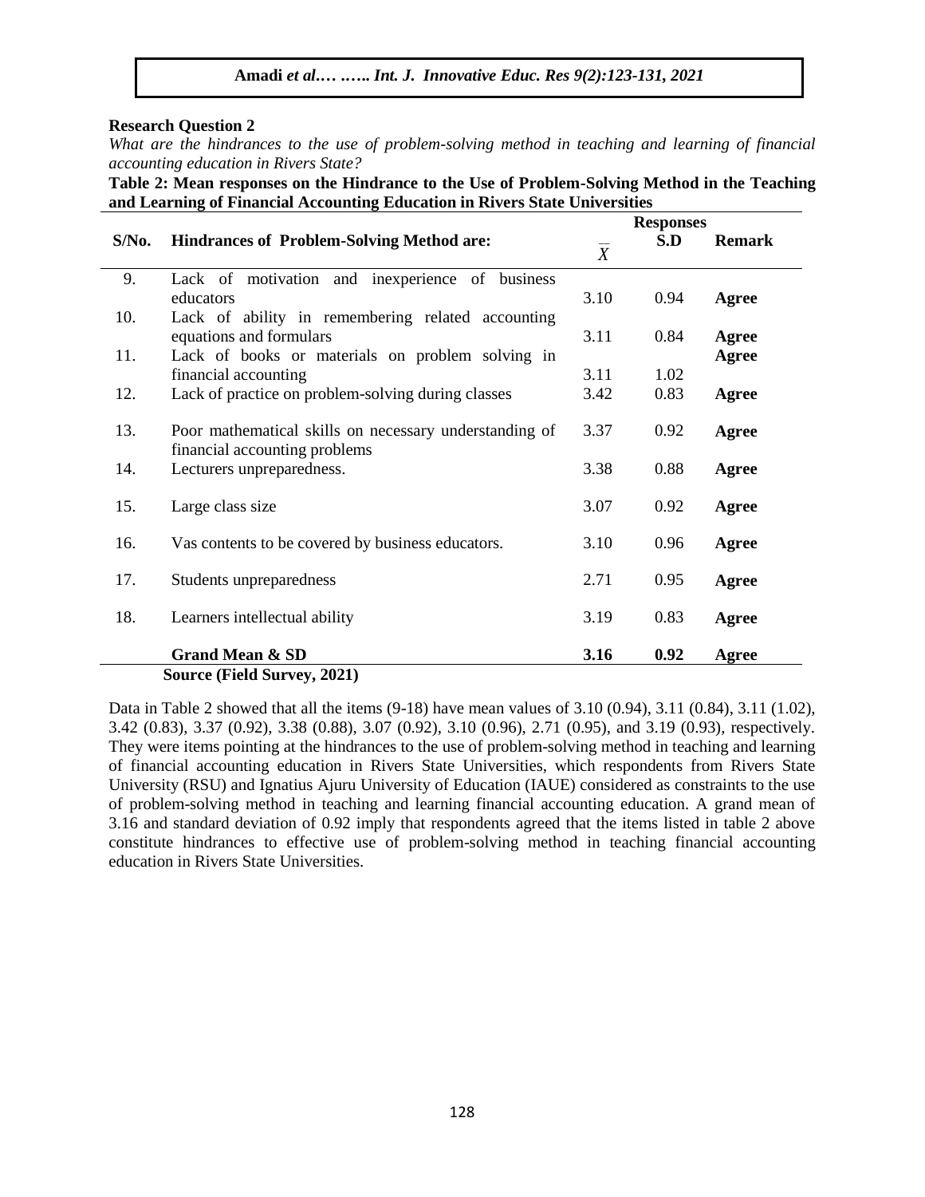**Research Question 2**

*What are the hindrances to the use of problem-solving method in teaching and learning of financial accounting education in Rivers State?*

**Table 2: Mean responses on the Hindrance to the Use of Problem-Solving Method in the Teaching and Learning of Financial Accounting Education in Rivers State Universities**

| S/No. | Hindrances of Problem-Solving Method are: | Responses $\bar{X}$ | S.D | Remark |
|---|---|---|---|---|
| 9. | Lack of motivation and inexperience of business educators | 3.10 | 0.94 | **Agree** |
| 10. | Lack of ability in remembering related accounting equations and formulars | 3.11 | 0.84 | **Agree** |
| 11. | Lack of books or materials on problem solving in financial accounting | 3.11 | 1.02 | **Agree** |
| 12. | Lack of practice on problem-solving during classes | 3.42 | 0.83 | **Agree** |
| 13. | Poor mathematical skills on necessary understanding of financial accounting problems | 3.37 | 0.92 | **Agree** |
| 14. | Lecturers unpreparedness. | 3.38 | 0.88 | **Agree** |
| 15. | Large class size | 3.07 | 0.92 | **Agree** |
| 16. | Vas contents to be covered by business educators. | 3.10 | 0.96 | **Agree** |
| 17. | Students unpreparedness | 2.71 | 0.95 | **Agree** |
| 18. | Learners intellectual ability | 3.19 | 0.83 | **Agree** |
| | **Grand Mean & SD** | **3.16** | **0.92** | **Agree** |

**Source (Field Survey, 2021)**

Data in Table 2 showed that all the items (9-18) have mean values of 3.10 (0.94), 3.11 (0.84), 3.11 (1.02), 3.42 (0.83), 3.37 (0.92), 3.38 (0.88), 3.07 (0.92), 3.10 (0.96), 2.71 (0.95), and 3.19 (0.93), respectively. They were items pointing at the hindrances to the use of problem-solving method in teaching and learning of financial accounting education in Rivers State Universities, which respondents from Rivers State University (RSU) and Ignatius Ajuru University of Education (IAUE) considered as constraints to the use of problem-solving method in teaching and learning financial accounting education. A grand mean of 3.16 and standard deviation of 0.92 imply that respondents agreed that the items listed in table 2 above constitute hindrances to effective use of problem-solving method in teaching financial accounting education in Rivers State Universities.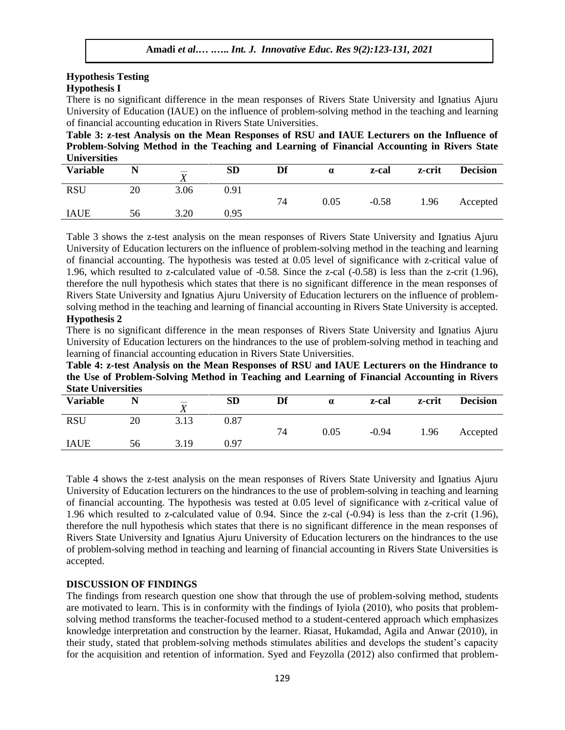## Hypothesis Testing

### Hypothesis I

There is no significant difference in the mean responses of Rivers State University and Ignatius Ajuru University of Education (IAUE) on the influence of problem-solving method in the teaching and learning of financial accounting education in Rivers State Universities.

**Table 3: z-test Analysis on the Mean Responses of RSU and IAUE Lecturers on the Influence of Problem-Solving Method in the Teaching and Learning of Financial Accounting in Rivers State Universities**

| Variable | N | $\bar{X}$ | SD | Df | α | z-cal | z-crit | Decision |
|---|---|---|---|---|---|---|---|---|
| RSU | 20 | 3.06 | 0.91 | 74 | 0.05 | -0.58 | 1.96 | Accepted |
| IAUE | 56 | 3.20 | 0.95 | | | | | |

Table 3 shows the z-test analysis on the mean responses of Rivers State University and Ignatius Ajuru University of Education lecturers on the influence of problem-solving method in the teaching and learning of financial accounting. The hypothesis was tested at 0.05 level of significance with z-critical value of 1.96, which resulted to z-calculated value of -0.58. Since the z-cal (-0.58) is less than the z-crit (1.96), therefore the null hypothesis which states that there is no significant difference in the mean responses of Rivers State University and Ignatius Ajuru University of Education lecturers on the influence of problem-solving method in the teaching and learning of financial accounting in Rivers State University is accepted.

### Hypothesis 2

There is no significant difference in the mean responses of Rivers State University and Ignatius Ajuru University of Education lecturers on the hindrances to the use of problem-solving method in teaching and learning of financial accounting education in Rivers State Universities.

**Table 4: z-test Analysis on the Mean Responses of RSU and IAUE Lecturers on the Hindrance to the Use of Problem-Solving Method in Teaching and Learning of Financial Accounting in Rivers State Universities**

| Variable | N | $\bar{X}$ | SD | Df | α | z-cal | z-crit | Decision |
|---|---|---|---|---|---|---|---|---|
| RSU | 20 | 3.13 | 0.87 | 74 | 0.05 | -0.94 | 1.96 | Accepted |
| IAUE | 56 | 3.19 | 0.97 | | | | | |

Table 4 shows the z-test analysis on the mean responses of Rivers State University and Ignatius Ajuru University of Education lecturers on the hindrances to the use of problem-solving in teaching and learning of financial accounting. The hypothesis was tested at 0.05 level of significance with z-critical value of 1.96 which resulted to z-calculated value of 0.94. Since the z-cal (-0.94) is less than the z-crit (1.96), therefore the null hypothesis which states that there is no significant difference in the mean responses of Rivers State University and Ignatius Ajuru University of Education lecturers on the hindrances to the use of problem-solving method in teaching and learning of financial accounting in Rivers State Universities is accepted.

## DISCUSSION OF FINDINGS

The findings from research question one show that through the use of problem-solving method, students are motivated to learn. This is in conformity with the findings of Iyiola (2010), who posits that problem-solving method transforms the teacher-focused method to a student-centered approach which emphasizes knowledge interpretation and construction by the learner. Riasat, Hukamdad, Agila and Anwar (2010), in their study, stated that problem-solving methods stimulates abilities and develops the student's capacity for the acquisition and retention of information. Syed and Feyzolla (2012) also confirmed that problem-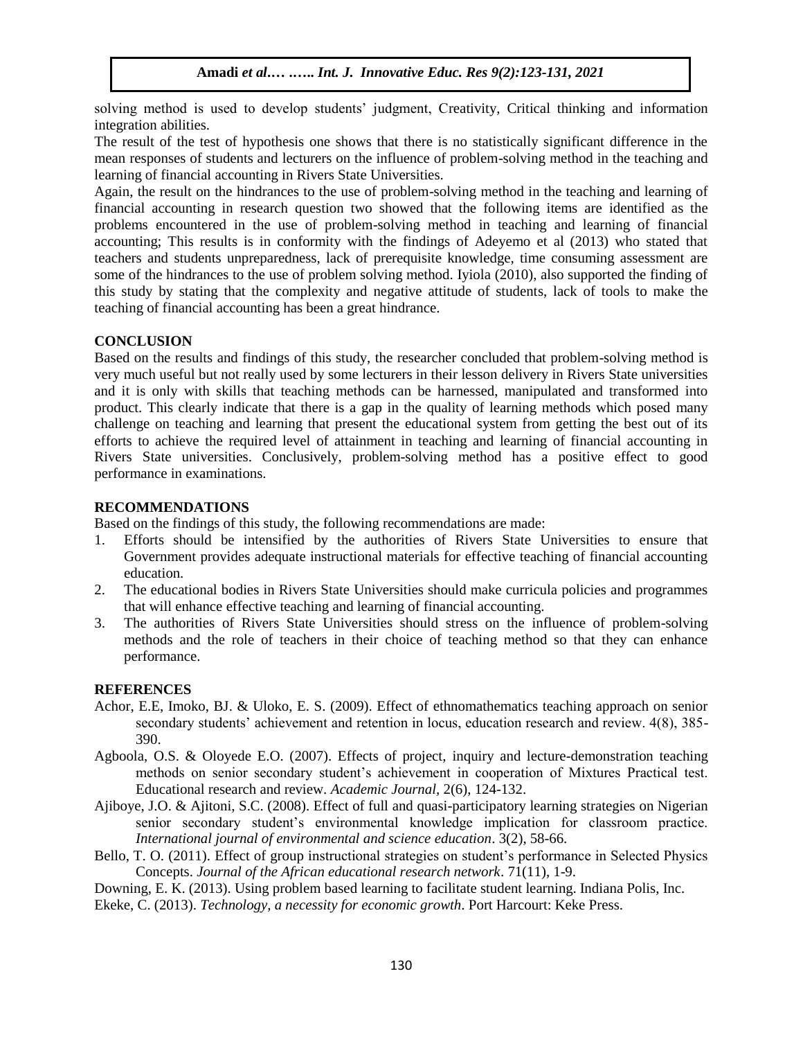solving method is used to develop students' judgment, Creativity, Critical thinking and information integration abilities.

The result of the test of hypothesis one shows that there is no statistically significant difference in the mean responses of students and lecturers on the influence of problem-solving method in the teaching and learning of financial accounting in Rivers State Universities.

Again, the result on the hindrances to the use of problem-solving method in the teaching and learning of financial accounting in research question two showed that the following items are identified as the problems encountered in the use of problem-solving method in teaching and learning of financial accounting; This results is in conformity with the findings of Adeyemo et al (2013) who stated that teachers and students unpreparedness, lack of prerequisite knowledge, time consuming assessment are some of the hindrances to the use of problem solving method. Iyiola (2010), also supported the finding of this study by stating that the complexity and negative attitude of students, lack of tools to make the teaching of financial accounting has been a great hindrance.

## CONCLUSION

Based on the results and findings of this study, the researcher concluded that problem-solving method is very much useful but not really used by some lecturers in their lesson delivery in Rivers State universities and it is only with skills that teaching methods can be harnessed, manipulated and transformed into product. This clearly indicate that there is a gap in the quality of learning methods which posed many challenge on teaching and learning that present the educational system from getting the best out of its efforts to achieve the required level of attainment in teaching and learning of financial accounting in Rivers State universities. Conclusively, problem-solving method has a positive effect to good performance in examinations.

## RECOMMENDATIONS

Based on the findings of this study, the following recommendations are made:

1. Efforts should be intensified by the authorities of Rivers State Universities to ensure that Government provides adequate instructional materials for effective teaching of financial accounting education.
2. The educational bodies in Rivers State Universities should make curricula policies and programmes that will enhance effective teaching and learning of financial accounting.
3. The authorities of Rivers State Universities should stress on the influence of problem-solving methods and the role of teachers in their choice of teaching method so that they can enhance performance.

## REFERENCES

Achor, E.E, Imoko, BJ. & Uloko, E. S. (2009). Effect of ethnomathematics teaching approach on senior secondary students' achievement and retention in locus, education research and review. 4(8), 385-390.

Agboola, O.S. & Oloyede E.O. (2007). Effects of project, inquiry and lecture-demonstration teaching methods on senior secondary student's achievement in cooperation of Mixtures Practical test. Educational research and review. *Academic Journal*, 2(6), 124-132.

Ajiboye, J.O. & Ajitoni, S.C. (2008). Effect of full and quasi-participatory learning strategies on Nigerian senior secondary student's environmental knowledge implication for classroom practice. *International journal of environmental and science education*. 3(2), 58-66.

Bello, T. O. (2011). Effect of group instructional strategies on student's performance in Selected Physics Concepts. *Journal of the African educational research network*. 71(11), 1-9.

Downing, E. K. (2013). Using problem based learning to facilitate student learning. Indiana Polis, Inc.

Ekeke, C. (2013). *Technology, a necessity for economic growth*. Port Harcourt: Keke Press.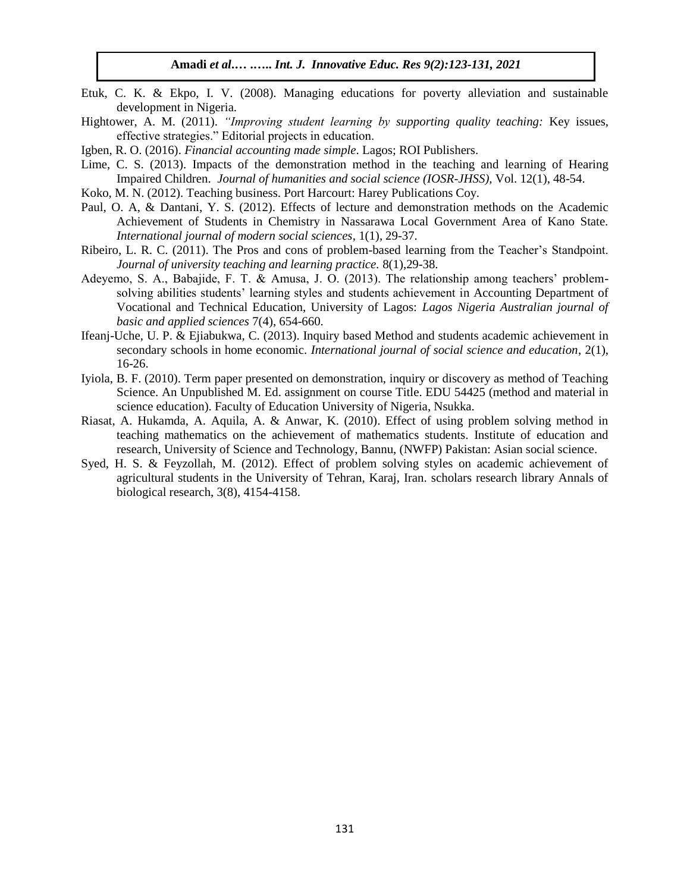Etuk, C. K. & Ekpo, I. V. (2008). Managing educations for poverty alleviation and sustainable development in Nigeria.

Hightower, A. M. (2011). *"Improving student learning by supporting quality teaching:* Key issues, effective strategies." Editorial projects in education.

Igben, R. O. (2016). *Financial accounting made simple*. Lagos; ROI Publishers.

Lime, C. S. (2013). Impacts of the demonstration method in the teaching and learning of Hearing Impaired Children. *Journal of humanities and social science (IOSR-JHSS)*, Vol. 12(1), 48-54.

Koko, M. N. (2012). Teaching business. Port Harcourt: Harey Publications Coy.

Paul, O. A, & Dantani, Y. S. (2012). Effects of lecture and demonstration methods on the Academic Achievement of Students in Chemistry in Nassarawa Local Government Area of Kano State. *International journal of modern social sciences*, 1(1), 29-37.

Ribeiro, L. R. C. (2011). The Pros and cons of problem-based learning from the Teacher's Standpoint. *Journal of university teaching and learning practice*. 8(1),29-38.

Adeyemo, S. A., Babajide, F. T. & Amusa, J. O. (2013). The relationship among teachers' problem-solving abilities students' learning styles and students achievement in Accounting Department of Vocational and Technical Education, University of Lagos: *Lagos Nigeria Australian journal of basic and applied sciences* 7(4), 654-660.

Ifeanj-Uche, U. P. & Ejiabukwa, C. (2013). Inquiry based Method and students academic achievement in secondary schools in home economic. *International journal of social science and education*, 2(1), 16-26.

Iyiola, B. F. (2010). Term paper presented on demonstration, inquiry or discovery as method of Teaching Science. An Unpublished M. Ed. assignment on course Title. EDU 54425 (method and material in science education). Faculty of Education University of Nigeria, Nsukka.

Riasat, A. Hukamda, A. Aquila, A. & Anwar, K. (2010). Effect of using problem solving method in teaching mathematics on the achievement of mathematics students. Institute of education and research, University of Science and Technology, Bannu, (NWFP) Pakistan: Asian social science.

Syed, H. S. & Feyzollah, M. (2012). Effect of problem solving styles on academic achievement of agricultural students in the University of Tehran, Karaj, Iran. scholars research library Annals of biological research, 3(8), 4154-4158.